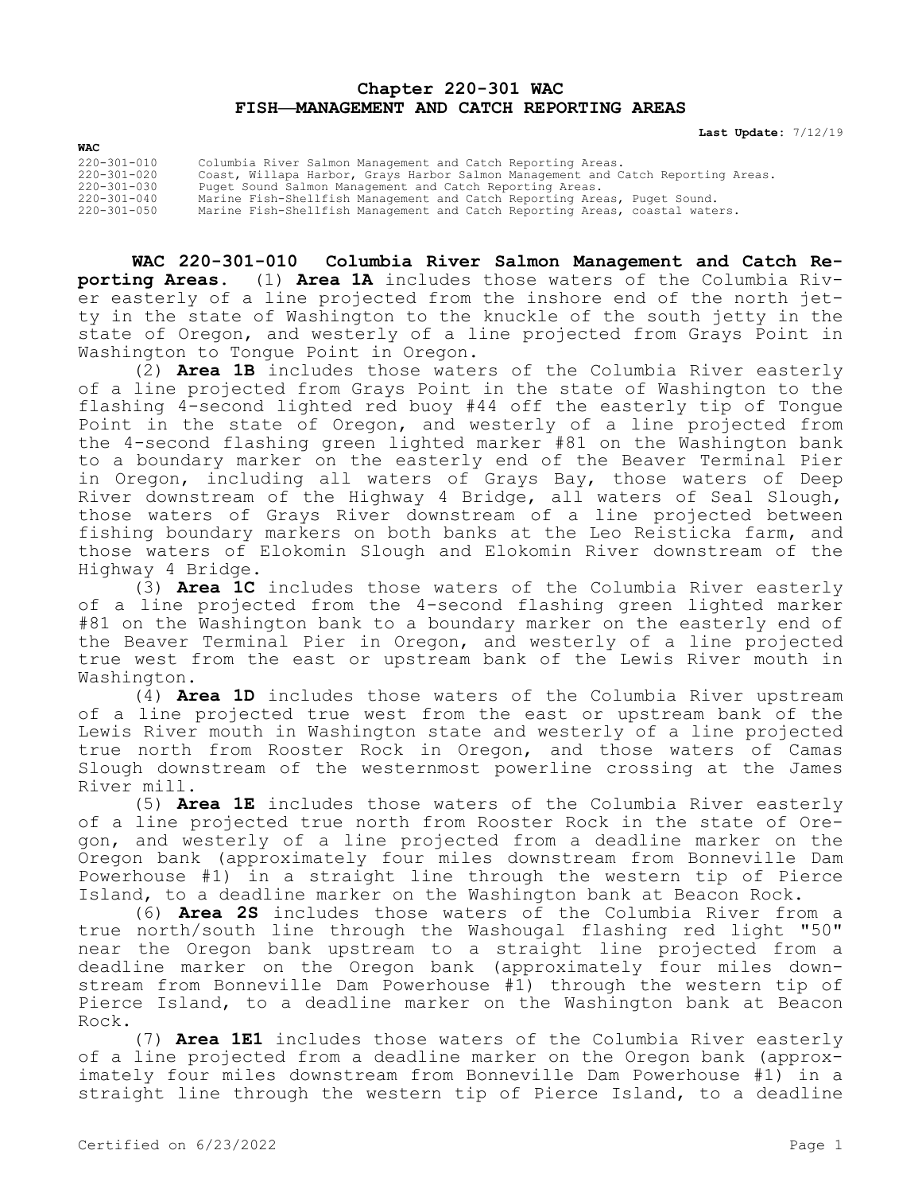# Chapter 220-301 WAC
# FISH—MANAGEMENT AND CATCH REPORTING AREAS

**Last Update:** 7/12/19

**WAC**

| | |
|---|---|
| 220-301-010 | Columbia River Salmon Management and Catch Reporting Areas. |
| 220-301-020 | Coast, Willapa Harbor, Grays Harbor Salmon Management and Catch Reporting Areas. |
| 220-301-030 | Puget Sound Salmon Management and Catch Reporting Areas. |
| 220-301-040 | Marine Fish-Shellfish Management and Catch Reporting Areas, Puget Sound. |
| 220-301-050 | Marine Fish-Shellfish Management and Catch Reporting Areas, coastal waters. |

**WAC 220-301-010 Columbia River Salmon Management and Catch Reporting Areas.** (1) **Area 1A** includes those waters of the Columbia River easterly of a line projected from the inshore end of the north jetty in the state of Washington to the knuckle of the south jetty in the state of Oregon, and westerly of a line projected from Grays Point in Washington to Tongue Point in Oregon.

(2) **Area 1B** includes those waters of the Columbia River easterly of a line projected from Grays Point in the state of Washington to the flashing 4-second lighted red buoy #44 off the easterly tip of Tongue Point in the state of Oregon, and westerly of a line projected from the 4-second flashing green lighted marker #81 on the Washington bank to a boundary marker on the easterly end of the Beaver Terminal Pier in Oregon, including all waters of Grays Bay, those waters of Deep River downstream of the Highway 4 Bridge, all waters of Seal Slough, those waters of Grays River downstream of a line projected between fishing boundary markers on both banks at the Leo Reisticka farm, and those waters of Elokomin Slough and Elokomin River downstream of the Highway 4 Bridge.

(3) **Area 1C** includes those waters of the Columbia River easterly of a line projected from the 4-second flashing green lighted marker #81 on the Washington bank to a boundary marker on the easterly end of the Beaver Terminal Pier in Oregon, and westerly of a line projected true west from the east or upstream bank of the Lewis River mouth in Washington.

(4) **Area 1D** includes those waters of the Columbia River upstream of a line projected true west from the east or upstream bank of the Lewis River mouth in Washington state and westerly of a line projected true north from Rooster Rock in Oregon, and those waters of Camas Slough downstream of the westernmost powerline crossing at the James River mill.

(5) **Area 1E** includes those waters of the Columbia River easterly of a line projected true north from Rooster Rock in the state of Oregon, and westerly of a line projected from a deadline marker on the Oregon bank (approximately four miles downstream from Bonneville Dam Powerhouse #1) in a straight line through the western tip of Pierce Island, to a deadline marker on the Washington bank at Beacon Rock.

(6) **Area 2S** includes those waters of the Columbia River from a true north/south line through the Washougal flashing red light "50" near the Oregon bank upstream to a straight line projected from a deadline marker on the Oregon bank (approximately four miles downstream from Bonneville Dam Powerhouse #1) through the western tip of Pierce Island, to a deadline marker on the Washington bank at Beacon Rock.

(7) **Area 1E1** includes those waters of the Columbia River easterly of a line projected from a deadline marker on the Oregon bank (approximately four miles downstream from Bonneville Dam Powerhouse #1) in a straight line through the western tip of Pierce Island, to a deadline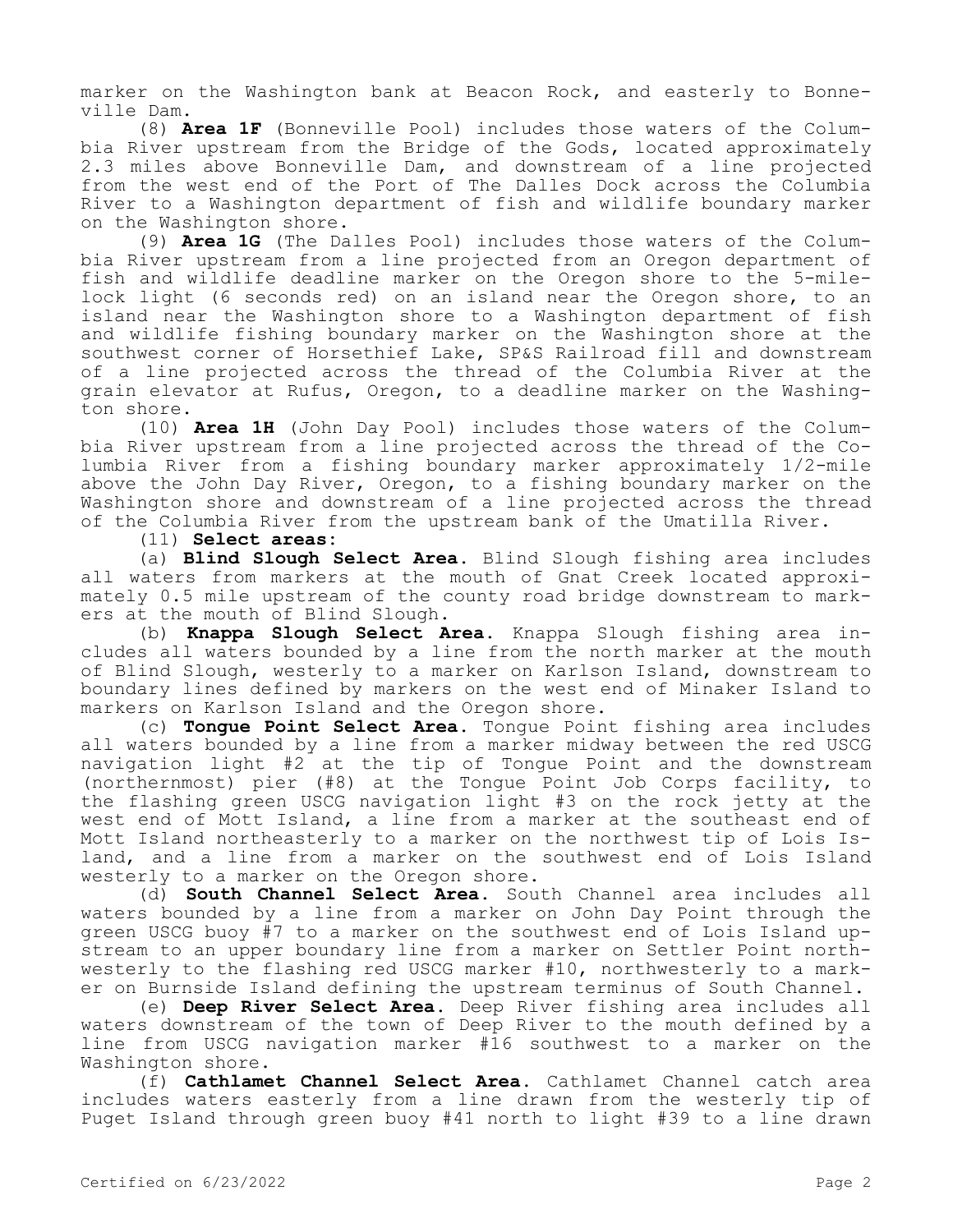marker on the Washington bank at Beacon Rock, and easterly to Bonneville Dam.

(8) **Area 1F** (Bonneville Pool) includes those waters of the Columbia River upstream from the Bridge of the Gods, located approximately 2.3 miles above Bonneville Dam, and downstream of a line projected from the west end of the Port of The Dalles Dock across the Columbia River to a Washington department of fish and wildlife boundary marker on the Washington shore.

(9) **Area 1G** (The Dalles Pool) includes those waters of the Columbia River upstream from a line projected from an Oregon department of fish and wildlife deadline marker on the Oregon shore to the 5-mile-lock light (6 seconds red) on an island near the Oregon shore, to an island near the Washington shore to a Washington department of fish and wildlife fishing boundary marker on the Washington shore at the southwest corner of Horsethief Lake, SP&S Railroad fill and downstream of a line projected across the thread of the Columbia River at the grain elevator at Rufus, Oregon, to a deadline marker on the Washington shore.

(10) **Area 1H** (John Day Pool) includes those waters of the Columbia River upstream from a line projected across the thread of the Columbia River from a fishing boundary marker approximately 1/2-mile above the John Day River, Oregon, to a fishing boundary marker on the Washington shore and downstream of a line projected across the thread of the Columbia River from the upstream bank of the Umatilla River.

(11) **Select areas:**

(a) **Blind Slough Select Area.** Blind Slough fishing area includes all waters from markers at the mouth of Gnat Creek located approximately 0.5 mile upstream of the county road bridge downstream to markers at the mouth of Blind Slough.

(b) **Knappa Slough Select Area.** Knappa Slough fishing area includes all waters bounded by a line from the north marker at the mouth of Blind Slough, westerly to a marker on Karlson Island, downstream to boundary lines defined by markers on the west end of Minaker Island to markers on Karlson Island and the Oregon shore.

(c) **Tongue Point Select Area.** Tongue Point fishing area includes all waters bounded by a line from a marker midway between the red USCG navigation light #2 at the tip of Tongue Point and the downstream (northernmost) pier (#8) at the Tongue Point Job Corps facility, to the flashing green USCG navigation light #3 on the rock jetty at the west end of Mott Island, a line from a marker at the southeast end of Mott Island northeasterly to a marker on the northwest tip of Lois Island, and a line from a marker on the southwest end of Lois Island westerly to a marker on the Oregon shore.

(d) **South Channel Select Area.** South Channel area includes all waters bounded by a line from a marker on John Day Point through the green USCG buoy #7 to a marker on the southwest end of Lois Island upstream to an upper boundary line from a marker on Settler Point northwesterly to the flashing red USCG marker #10, northwesterly to a marker on Burnside Island defining the upstream terminus of South Channel.

(e) **Deep River Select Area.** Deep River fishing area includes all waters downstream of the town of Deep River to the mouth defined by a line from USCG navigation marker #16 southwest to a marker on the Washington shore.

(f) **Cathlamet Channel Select Area.** Cathlamet Channel catch area includes waters easterly from a line drawn from the westerly tip of Puget Island through green buoy #41 north to light #39 to a line drawn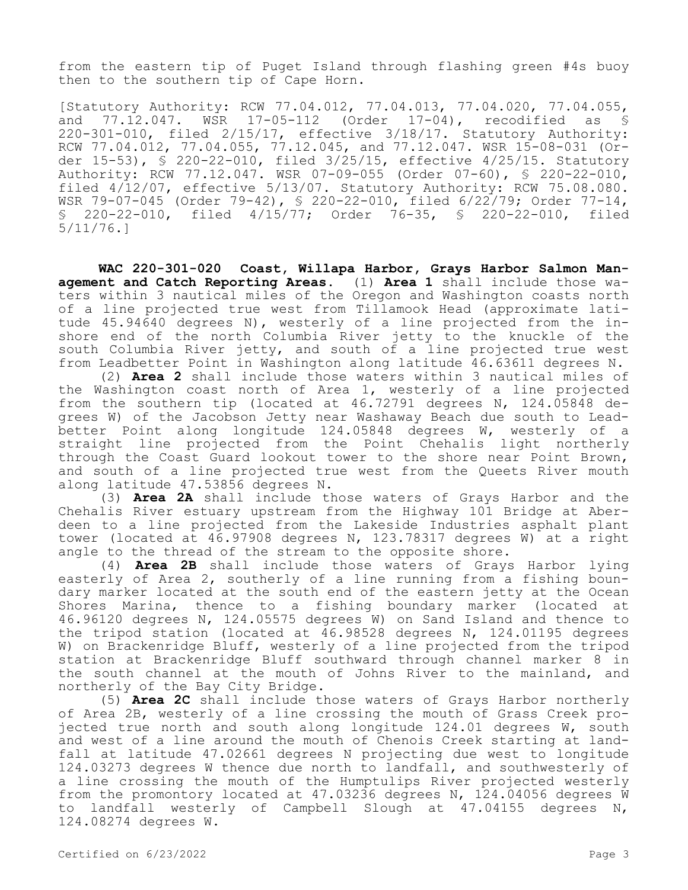from the eastern tip of Puget Island through flashing green #4s buoy then to the southern tip of Cape Horn.

[Statutory Authority: RCW 77.04.012, 77.04.013, 77.04.020, 77.04.055, and 77.12.047. WSR 17-05-112 (Order 17-04), recodified as § 220-301-010, filed 2/15/17, effective 3/18/17. Statutory Authority: RCW 77.04.012, 77.04.055, 77.12.045, and 77.12.047. WSR 15-08-031 (Order 15-53), § 220-22-010, filed 3/25/15, effective 4/25/15. Statutory Authority: RCW 77.12.047. WSR 07-09-055 (Order 07-60), § 220-22-010, filed 4/12/07, effective 5/13/07. Statutory Authority: RCW 75.08.080. WSR 79-07-045 (Order 79-42), § 220-22-010, filed 6/22/79; Order 77-14, § 220-22-010, filed 4/15/77; Order 76-35, § 220-22-010, filed 5/11/76.]

**WAC 220-301-020 Coast, Willapa Harbor, Grays Harbor Salmon Management and Catch Reporting Areas.** (1) **Area 1** shall include those waters within 3 nautical miles of the Oregon and Washington coasts north of a line projected true west from Tillamook Head (approximate latitude 45.94640 degrees N), westerly of a line projected from the inshore end of the north Columbia River jetty to the knuckle of the south Columbia River jetty, and south of a line projected true west from Leadbetter Point in Washington along latitude 46.63611 degrees N.

(2) **Area 2** shall include those waters within 3 nautical miles of the Washington coast north of Area 1, westerly of a line projected from the southern tip (located at 46.72791 degrees N, 124.05848 degrees W) of the Jacobson Jetty near Washaway Beach due south to Leadbetter Point along longitude 124.05848 degrees W, westerly of a straight line projected from the Point Chehalis light northerly through the Coast Guard lookout tower to the shore near Point Brown, and south of a line projected true west from the Queets River mouth along latitude 47.53856 degrees N.

(3) **Area 2A** shall include those waters of Grays Harbor and the Chehalis River estuary upstream from the Highway 101 Bridge at Aberdeen to a line projected from the Lakeside Industries asphalt plant tower (located at 46.97908 degrees N, 123.78317 degrees W) at a right angle to the thread of the stream to the opposite shore.

(4) **Area 2B** shall include those waters of Grays Harbor lying easterly of Area 2, southerly of a line running from a fishing boundary marker located at the south end of the eastern jetty at the Ocean Shores Marina, thence to a fishing boundary marker (located at 46.96120 degrees N, 124.05575 degrees W) on Sand Island and thence to the tripod station (located at 46.98528 degrees N, 124.01195 degrees W) on Brackenridge Bluff, westerly of a line projected from the tripod station at Brackenridge Bluff southward through channel marker 8 in the south channel at the mouth of Johns River to the mainland, and northerly of the Bay City Bridge.

(5) **Area 2C** shall include those waters of Grays Harbor northerly of Area 2B, westerly of a line crossing the mouth of Grass Creek projected true north and south along longitude 124.01 degrees W, south and west of a line around the mouth of Chenois Creek starting at landfall at latitude 47.02661 degrees N projecting due west to longitude 124.03273 degrees W thence due north to landfall, and southwesterly of a line crossing the mouth of the Humptulips River projected westerly from the promontory located at 47.03236 degrees N, 124.04056 degrees W to landfall westerly of Campbell Slough at 47.04155 degrees N, 124.08274 degrees W.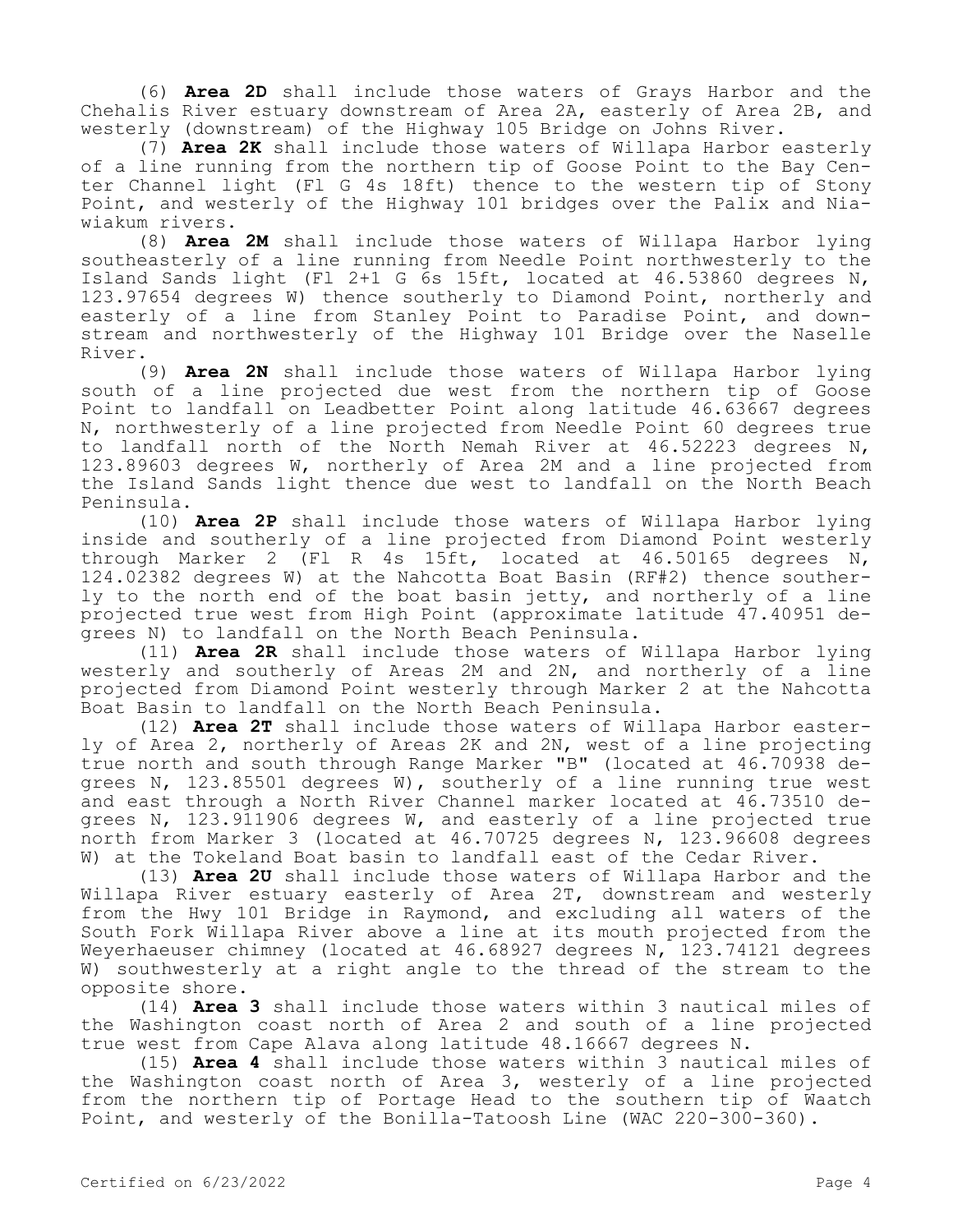(6) **Area 2D** shall include those waters of Grays Harbor and the Chehalis River estuary downstream of Area 2A, easterly of Area 2B, and westerly (downstream) of the Highway 105 Bridge on Johns River.

(7) **Area 2K** shall include those waters of Willapa Harbor easterly of a line running from the northern tip of Goose Point to the Bay Center Channel light (Fl G 4s 18ft) thence to the western tip of Stony Point, and westerly of the Highway 101 bridges over the Palix and Niawiakum rivers.

(8) **Area 2M** shall include those waters of Willapa Harbor lying southeasterly of a line running from Needle Point northwesterly to the Island Sands light (Fl 2+1 G 6s 15ft, located at 46.53860 degrees N, 123.97654 degrees W) thence southerly to Diamond Point, northerly and easterly of a line from Stanley Point to Paradise Point, and downstream and northwesterly of the Highway 101 Bridge over the Naselle River.

(9) **Area 2N** shall include those waters of Willapa Harbor lying south of a line projected due west from the northern tip of Goose Point to landfall on Leadbetter Point along latitude 46.63667 degrees N, northwesterly of a line projected from Needle Point 60 degrees true to landfall north of the North Nemah River at 46.52223 degrees N, 123.89603 degrees W, northerly of Area 2M and a line projected from the Island Sands light thence due west to landfall on the North Beach Peninsula.

(10) **Area 2P** shall include those waters of Willapa Harbor lying inside and southerly of a line projected from Diamond Point westerly through Marker 2 (Fl R 4s 15ft, located at 46.50165 degrees N, 124.02382 degrees W) at the Nahcotta Boat Basin (RF#2) thence southerly to the north end of the boat basin jetty, and northerly of a line projected true west from High Point (approximate latitude 47.40951 degrees N) to landfall on the North Beach Peninsula.

(11) **Area 2R** shall include those waters of Willapa Harbor lying westerly and southerly of Areas 2M and 2N, and northerly of a line projected from Diamond Point westerly through Marker 2 at the Nahcotta Boat Basin to landfall on the North Beach Peninsula.

(12) **Area 2T** shall include those waters of Willapa Harbor easterly of Area 2, northerly of Areas 2K and 2N, west of a line projecting true north and south through Range Marker "B" (located at 46.70938 degrees N, 123.85501 degrees W), southerly of a line running true west and east through a North River Channel marker located at 46.73510 degrees N, 123.911906 degrees W, and easterly of a line projected true north from Marker 3 (located at 46.70725 degrees N, 123.96608 degrees W) at the Tokeland Boat basin to landfall east of the Cedar River.

(13) **Area 2U** shall include those waters of Willapa Harbor and the Willapa River estuary easterly of Area 2T, downstream and westerly from the Hwy 101 Bridge in Raymond, and excluding all waters of the South Fork Willapa River above a line at its mouth projected from the Weyerhaeuser chimney (located at 46.68927 degrees N, 123.74121 degrees W) southwesterly at a right angle to the thread of the stream to the opposite shore.

(14) **Area 3** shall include those waters within 3 nautical miles of the Washington coast north of Area 2 and south of a line projected true west from Cape Alava along latitude 48.16667 degrees N.

(15) **Area 4** shall include those waters within 3 nautical miles of the Washington coast north of Area 3, westerly of a line projected from the northern tip of Portage Head to the southern tip of Waatch Point, and westerly of the Bonilla-Tatoosh Line (WAC 220-300-360).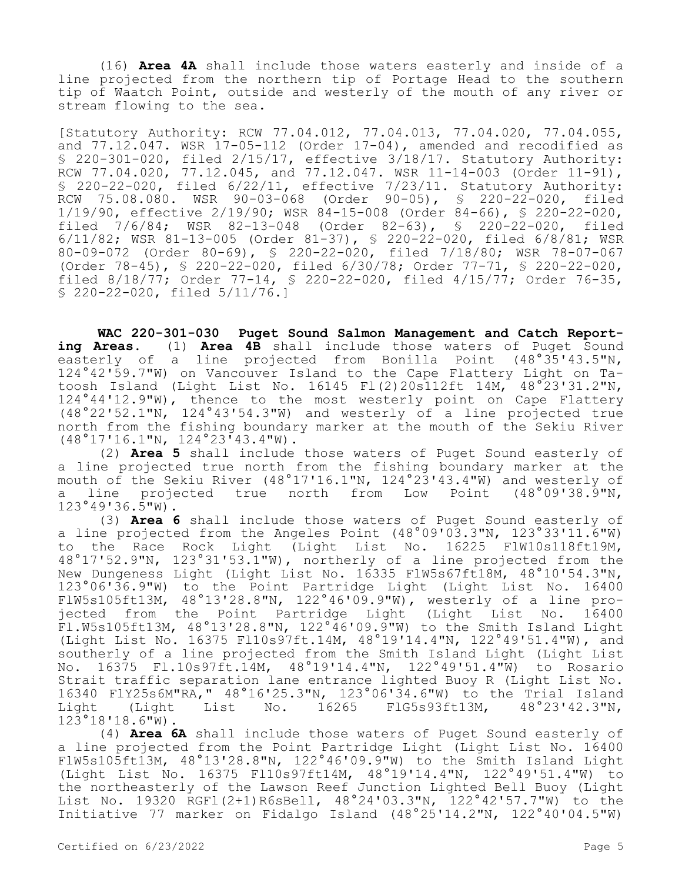(16) **Area 4A** shall include those waters easterly and inside of a line projected from the northern tip of Portage Head to the southern tip of Waatch Point, outside and westerly of the mouth of any river or stream flowing to the sea.

[Statutory Authority: RCW 77.04.012, 77.04.013, 77.04.020, 77.04.055, and 77.12.047. WSR 17-05-112 (Order 17-04), amended and recodified as § 220-301-020, filed 2/15/17, effective 3/18/17. Statutory Authority: RCW 77.04.020, 77.12.045, and 77.12.047. WSR 11-14-003 (Order 11-91), § 220-22-020, filed 6/22/11, effective 7/23/11. Statutory Authority: RCW 75.08.080. WSR 90-03-068 (Order 90-05), § 220-22-020, filed 1/19/90, effective 2/19/90; WSR 84-15-008 (Order 84-66), § 220-22-020, filed 7/6/84; WSR 82-13-048 (Order 82-63), § 220-22-020, filed 6/11/82; WSR 81-13-005 (Order 81-37), § 220-22-020, filed 6/8/81; WSR 80-09-072 (Order 80-69), § 220-22-020, filed 7/18/80; WSR 78-07-067 (Order 78-45), § 220-22-020, filed 6/30/78; Order 77-71, § 220-22-020, filed 8/18/77; Order 77-14, § 220-22-020, filed 4/15/77; Order 76-35, § 220-22-020, filed 5/11/76.]

**WAC 220-301-030 Puget Sound Salmon Management and Catch Reporting Areas.** (1) **Area 4B** shall include those waters of Puget Sound easterly of a line projected from Bonilla Point (48°35'43.5"N, 124°42'59.7"W) on Vancouver Island to the Cape Flattery Light on Tatoosh Island (Light List No. 16145 Fl(2)20s112ft 14M, 48°23'31.2"N, 124°44'12.9"W), thence to the most westerly point on Cape Flattery (48°22'52.1"N, 124°43'54.3"W) and westerly of a line projected true north from the fishing boundary marker at the mouth of the Sekiu River (48°17'16.1"N, 124°23'43.4"W).

(2) **Area 5** shall include those waters of Puget Sound easterly of a line projected true north from the fishing boundary marker at the mouth of the Sekiu River (48°17'16.1"N, 124°23'43.4"W) and westerly of a line projected true north from Low Point (48°09'38.9"N, 123°49'36.5"W).

(3) **Area 6** shall include those waters of Puget Sound easterly of a line projected from the Angeles Point (48°09'03.3"N, 123°33'11.6"W) to the Race Rock Light (Light List No. 16225 FlW10s118ft19M, 48°17'52.9"N, 123°31'53.1"W), northerly of a line projected from the New Dungeness Light (Light List No. 16335 FlW5s67ft18M, 48°10'54.3"N, 123°06'36.9"W) to the Point Partridge Light (Light List No. 16400 FlW5s105ft13M, 48°13'28.8"N, 122°46'09.9"W), westerly of a line projected from the Point Partridge Light (Light List No. 16400 Fl.W5s105ft13M, 48°13'28.8"N, 122°46'09.9"W) to the Smith Island Light (Light List No. 16375 Fl10s97ft.14M, 48°19'14.4"N, 122°49'51.4"W), and southerly of a line projected from the Smith Island Light (Light List No. 16375 Fl.10s97ft.14M, 48°19'14.4"N, 122°49'51.4"W) to Rosario Strait traffic separation lane entrance lighted Buoy R (Light List No. 16340 FlY25s6M"RA," 48°16'25.3"N, 123°06'34.6"W) to the Trial Island Light (Light List No. 16265 FlG5s93ft13M, 48°23'42.3"N, 123°18'18.6"W).

(4) **Area 6A** shall include those waters of Puget Sound easterly of a line projected from the Point Partridge Light (Light List No. 16400 FlW5s105ft13M, 48°13'28.8"N, 122°46'09.9"W) to the Smith Island Light (Light List No. 16375 Fl10s97ft14M, 48°19'14.4"N, 122°49'51.4"W) to the northeasterly of the Lawson Reef Junction Lighted Bell Buoy (Light List No. 19320 RGFl(2+1)R6sBell, 48°24'03.3"N, 122°42'57.7"W) to the Initiative 77 marker on Fidalgo Island (48°25'14.2"N, 122°40'04.5"W)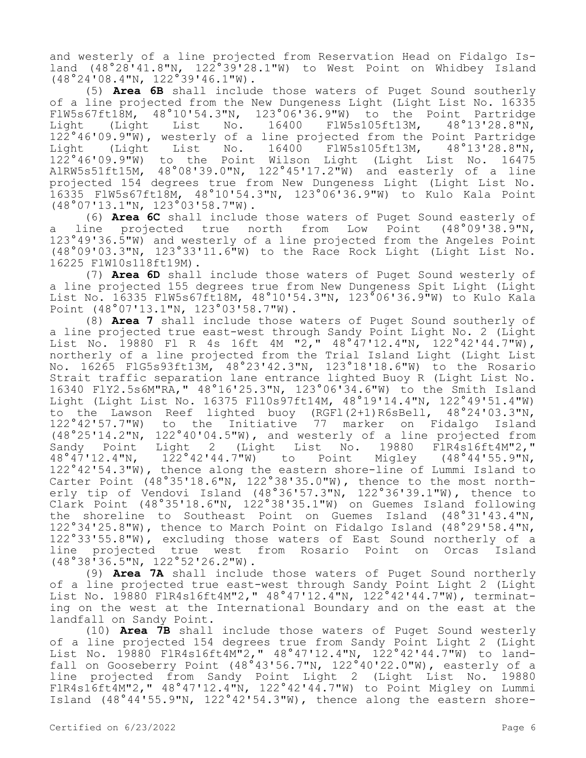and westerly of a line projected from Reservation Head on Fidalgo Island (48°28'41.8"N, 122°39'28.1"W) to West Point on Whidbey Island (48°24'08.4"N, 122°39'46.1"W).

(5) **Area 6B** shall include those waters of Puget Sound southerly of a line projected from the New Dungeness Light (Light List No. 16335 FlW5s67ft18M, 48°10'54.3"N, 123°06'36.9"W) to the Point Partridge Light (Light List No. 16400 FlW5s105ft13M, 48°13'28.8"N, 122°46'09.9"W), westerly of a line projected from the Point Partridge Light (Light List No. 16400 FlW5s105ft13M, 48°13'28.8"N, 122°46'09.9"W) to the Point Wilson Light (Light List No. 16475 AlRW5s51ft15M, 48°08'39.0"N, 122°45'17.2"W) and easterly of a line projected 154 degrees true from New Dungeness Light (Light List No. 16335 FlW5s67ft18M, 48°10'54.3"N, 123°06'36.9"W) to Kulo Kala Point (48°07'13.1"N, 123°03'58.7"W).

(6) **Area 6C** shall include those waters of Puget Sound easterly of a line projected true north from Low Point (48°09'38.9"N, 123°49'36.5"W) and westerly of a line projected from the Angeles Point (48°09'03.3"N, 123°33'11.6"W) to the Race Rock Light (Light List No. 16225 FlW10s118ft19M).

(7) **Area 6D** shall include those waters of Puget Sound westerly of a line projected 155 degrees true from New Dungeness Spit Light (Light List No. 16335 FlW5s67ft18M, 48°10'54.3"N, 123°06'36.9"W) to Kulo Kala Point (48°07'13.1"N, 123°03'58.7"W).

(8) **Area 7** shall include those waters of Puget Sound southerly of a line projected true east-west through Sandy Point Light No. 2 (Light List No. 19880 Fl R 4s 16ft 4M "2," 48°47'12.4"N, 122°42'44.7"W), northerly of a line projected from the Trial Island Light (Light List No. 16265 FlG5s93ft13M, 48°23'42.3"N, 123°18'18.6"W) to the Rosario Strait traffic separation lane entrance lighted Buoy R (Light List No. 16340 FlY2.5s6M"RA," 48°16'25.3"N, 123°06'34.6"W) to the Smith Island Light (Light List No. 16375 Fl10s97ft14M, 48°19'14.4"N, 122°49'51.4"W) to the Lawson Reef lighted buoy (RGFl(2+1)R6sBell, 48°24'03.3"N, 122°42'57.7"W) to the Initiative 77 marker on Fidalgo Island (48°25'14.2"N, 122°40'04.5"W), and westerly of a line projected from Sandy Point Light 2 (Light List No. 19880 FlR4s16ft4M"2," 48°47'12.4"N, 122°42'44.7"W) to Point Migley (48°44'55.9"N, 122°42'54.3"W), thence along the eastern shore-line of Lummi Island to Carter Point (48°35'18.6"N, 122°38'35.0"W), thence to the most northerly tip of Vendovi Island (48°36'57.3"N, 122°36'39.1"W), thence to Clark Point (48°35'18.6"N, 122°38'35.1"W) on Guemes Island following the shoreline to Southeast Point on Guemes Island (48°31'43.4"N, 122°34'25.8"W), thence to March Point on Fidalgo Island (48°29'58.4"N, 122°33'55.8"W), excluding those waters of East Sound northerly of a line projected true west from Rosario Point on Orcas Island (48°38'36.5"N, 122°52'26.2"W).

(9) **Area 7A** shall include those waters of Puget Sound northerly of a line projected true east-west through Sandy Point Light 2 (Light List No. 19880 FlR4s16ft4M"2," 48°47'12.4"N, 122°42'44.7"W), terminating on the west at the International Boundary and on the east at the landfall on Sandy Point.

(10) **Area 7B** shall include those waters of Puget Sound westerly of a line projected 154 degrees true from Sandy Point Light 2 (Light List No. 19880 FlR4s16ft4M"2," 48°47'12.4"N, 122°42'44.7"W) to landfall on Gooseberry Point (48°43'56.7"N, 122°40'22.0"W), easterly of a line projected from Sandy Point Light 2 (Light List No. 19880 FlR4s16ft4M"2," 48°47'12.4"N, 122°42'44.7"W) to Point Migley on Lummi Island (48°44'55.9"N, 122°42'54.3"W), thence along the eastern shore-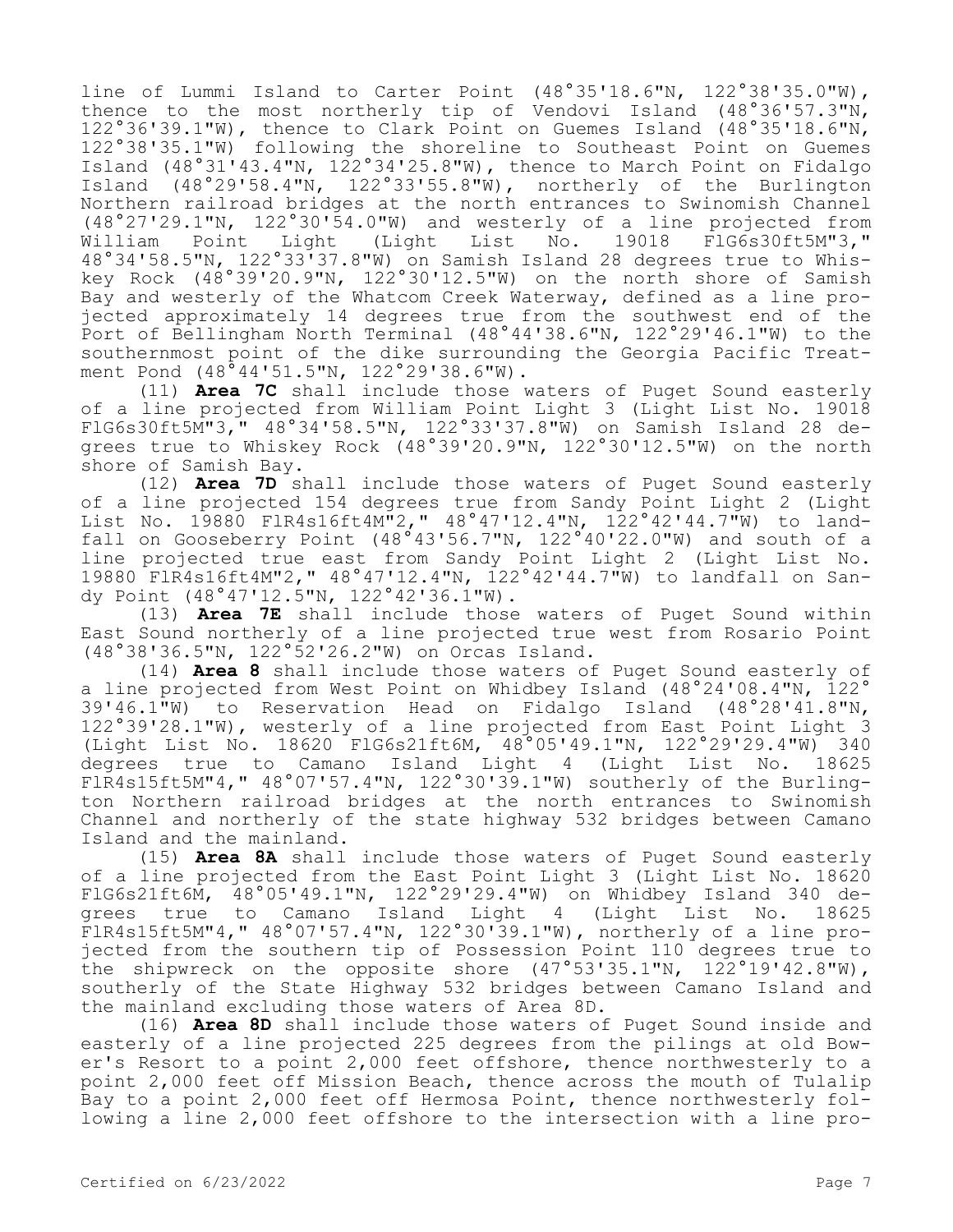line of Lummi Island to Carter Point (48°35'18.6"N, 122°38'35.0"W), thence to the most northerly tip of Vendovi Island (48°36'57.3"N, 122°36'39.1"W), thence to Clark Point on Guemes Island (48°35'18.6"N, 122°38'35.1"W) following the shoreline to Southeast Point on Guemes Island (48°31'43.4"N, 122°34'25.8"W), thence to March Point on Fidalgo Island (48°29'58.4"N, 122°33'55.8"W), northerly of the Burlington Northern railroad bridges at the north entrances to Swinomish Channel (48°27'29.1"N, 122°30'54.0"W) and westerly of a line projected from William Point Light (Light List No. 19018 FlG6s30ft5M"3," 48°34'58.5"N, 122°33'37.8"W) on Samish Island 28 degrees true to Whiskey Rock (48°39'20.9"N, 122°30'12.5"W) on the north shore of Samish Bay and westerly of the Whatcom Creek Waterway, defined as a line projected approximately 14 degrees true from the southwest end of the Port of Bellingham North Terminal (48°44'38.6"N, 122°29'46.1"W) to the southernmost point of the dike surrounding the Georgia Pacific Treatment Pond (48°44'51.5"N, 122°29'38.6"W).

(11) **Area 7C** shall include those waters of Puget Sound easterly of a line projected from William Point Light 3 (Light List No. 19018 FlG6s30ft5M"3," 48°34'58.5"N, 122°33'37.8"W) on Samish Island 28 degrees true to Whiskey Rock (48°39'20.9"N, 122°30'12.5"W) on the north shore of Samish Bay.

(12) **Area 7D** shall include those waters of Puget Sound easterly of a line projected 154 degrees true from Sandy Point Light 2 (Light List No. 19880 FlR4s16ft4M"2," 48°47'12.4"N, 122°42'44.7"W) to landfall on Gooseberry Point (48°43'56.7"N, 122°40'22.0"W) and south of a line projected true east from Sandy Point Light 2 (Light List No. 19880 FlR4s16ft4M"2," 48°47'12.4"N, 122°42'44.7"W) to landfall on Sandy Point (48°47'12.5"N, 122°42'36.1"W).

(13) **Area 7E** shall include those waters of Puget Sound within East Sound northerly of a line projected true west from Rosario Point (48°38'36.5"N, 122°52'26.2"W) on Orcas Island.

(14) **Area 8** shall include those waters of Puget Sound easterly of a line projected from West Point on Whidbey Island (48°24'08.4"N, 122°39'46.1"W) to Reservation Head on Fidalgo Island (48°28'41.8"N, 122°39'28.1"W), westerly of a line projected from East Point Light 3 (Light List No. 18620 FlG6s21ft6M, 48°05'49.1"N, 122°29'29.4"W) 340 degrees true to Camano Island Light 4 (Light List No. 18625 FlR4s15ft5M"4," 48°07'57.4"N, 122°30'39.1"W) southerly of the Burlington Northern railroad bridges at the north entrances to Swinomish Channel and northerly of the state highway 532 bridges between Camano Island and the mainland.

(15) **Area 8A** shall include those waters of Puget Sound easterly of a line projected from the East Point Light 3 (Light List No. 18620 FlG6s21ft6M, 48°05'49.1"N, 122°29'29.4"W) on Whidbey Island 340 degrees true to Camano Island Light 4 (Light List No. 18625 FlR4s15ft5M"4," 48°07'57.4"N, 122°30'39.1"W), northerly of a line projected from the southern tip of Possession Point 110 degrees true to the shipwreck on the opposite shore (47°53'35.1"N, 122°19'42.8"W), southerly of the State Highway 532 bridges between Camano Island and the mainland excluding those waters of Area 8D.

(16) **Area 8D** shall include those waters of Puget Sound inside and easterly of a line projected 225 degrees from the pilings at old Bower's Resort to a point 2,000 feet offshore, thence northwesterly to a point 2,000 feet off Mission Beach, thence across the mouth of Tulalip Bay to a point 2,000 feet off Hermosa Point, thence northwesterly following a line 2,000 feet offshore to the intersection with a line pro-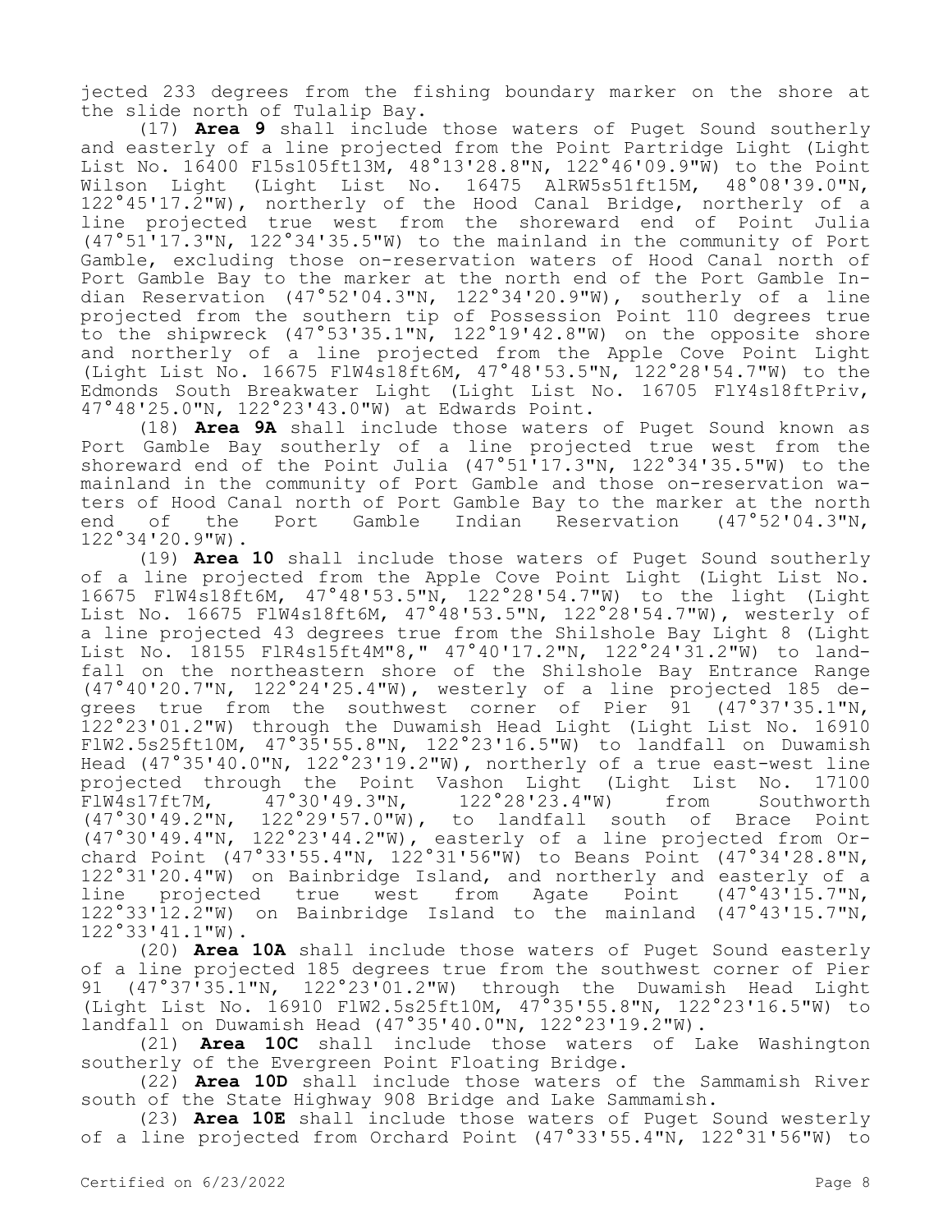jected 233 degrees from the fishing boundary marker on the shore at the slide north of Tulalip Bay.

(17) **Area 9** shall include those waters of Puget Sound southerly and easterly of a line projected from the Point Partridge Light (Light List No. 16400 Fl5s105ft13M, 48°13'28.8"N, 122°46'09.9"W) to the Point Wilson Light (Light List No. 16475 AlRW5s51ft15M, 48°08'39.0"N, 122°45'17.2"W), northerly of the Hood Canal Bridge, northerly of a line projected true west from the shoreward end of Point Julia (47°51'17.3"N, 122°34'35.5"W) to the mainland in the community of Port Gamble, excluding those on-reservation waters of Hood Canal north of Port Gamble Bay to the marker at the north end of the Port Gamble Indian Reservation (47°52'04.3"N, 122°34'20.9"W), southerly of a line projected from the southern tip of Possession Point 110 degrees true to the shipwreck (47°53'35.1"N, 122°19'42.8"W) on the opposite shore and northerly of a line projected from the Apple Cove Point Light (Light List No. 16675 FlW4s18ft6M, 47°48'53.5"N, 122°28'54.7"W) to the Edmonds South Breakwater Light (Light List No. 16705 FlY4s18ftPriv, 47°48'25.0"N, 122°23'43.0"W) at Edwards Point.

(18) **Area 9A** shall include those waters of Puget Sound known as Port Gamble Bay southerly of a line projected true west from the shoreward end of the Point Julia (47°51'17.3"N, 122°34'35.5"W) to the mainland in the community of Port Gamble and those on-reservation waters of Hood Canal north of Port Gamble Bay to the marker at the north end of the Port Gamble Indian Reservation (47°52'04.3"N, 122°34'20.9"W).

(19) **Area 10** shall include those waters of Puget Sound southerly of a line projected from the Apple Cove Point Light (Light List No. 16675 FlW4s18ft6M, 47°48'53.5"N, 122°28'54.7"W) to the light (Light List No. 16675 FlW4s18ft6M, 47°48'53.5"N, 122°28'54.7"W), westerly of a line projected 43 degrees true from the Shilshole Bay Light 8 (Light List No. 18155 FlR4s15ft4M"8," 47°40'17.2"N, 122°24'31.2"W) to landfall on the northeastern shore of the Shilshole Bay Entrance Range (47°40'20.7"N, 122°24'25.4"W), westerly of a line projected 185 degrees true from the southwest corner of Pier 91 (47°37'35.1"N, 122°23'01.2"W) through the Duwamish Head Light (Light List No. 16910 FlW2.5s25ft10M, 47°35'55.8"N, 122°23'16.5"W) to landfall on Duwamish Head (47°35'40.0"N, 122°23'19.2"W), northerly of a true east-west line projected through the Point Vashon Light (Light List No. 17100 FlW4s17ft7M, 47°30'49.3"N, 122°28'23.4"W) from Southworth (47°30'49.2"N, 122°29'57.0"W), to landfall south of Brace Point (47°30'49.4"N, 122°23'44.2"W), easterly of a line projected from Orchard Point (47°33'55.4"N, 122°31'56"W) to Beans Point (47°34'28.8"N, 122°31'20.4"W) on Bainbridge Island, and northerly and easterly of a line projected true west from Agate Point (47°43'15.7"N, 122°33'12.2"W) on Bainbridge Island to the mainland (47°43'15.7"N, 122°33'41.1"W).

(20) **Area 10A** shall include those waters of Puget Sound easterly of a line projected 185 degrees true from the southwest corner of Pier 91 (47°37'35.1"N, 122°23'01.2"W) through the Duwamish Head Light (Light List No. 16910 FlW2.5s25ft10M, 47°35'55.8"N, 122°23'16.5"W) to landfall on Duwamish Head (47°35'40.0"N, 122°23'19.2"W).

(21) **Area 10C** shall include those waters of Lake Washington southerly of the Evergreen Point Floating Bridge.

(22) **Area 10D** shall include those waters of the Sammamish River south of the State Highway 908 Bridge and Lake Sammamish.

(23) **Area 10E** shall include those waters of Puget Sound westerly of a line projected from Orchard Point (47°33'55.4"N, 122°31'56"W) to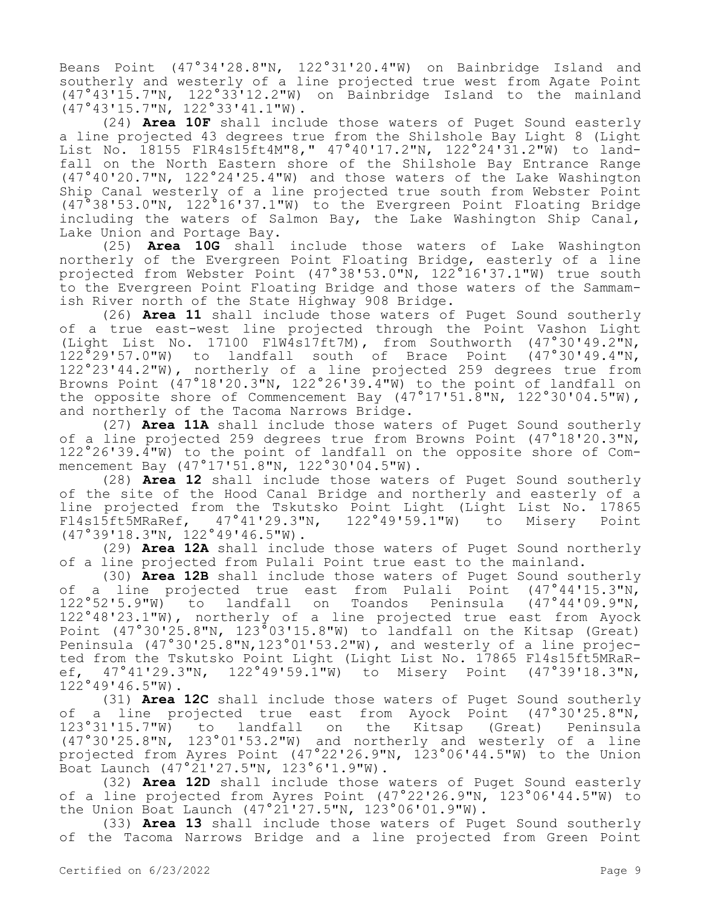Beans Point (47°34'28.8"N, 122°31'20.4"W) on Bainbridge Island and southerly and westerly of a line projected true west from Agate Point (47°43'15.7"N, 122°33'12.2"W) on Bainbridge Island to the mainland (47°43'15.7"N, 122°33'41.1"W).

(24) **Area 10F** shall include those waters of Puget Sound easterly a line projected 43 degrees true from the Shilshole Bay Light 8 (Light List No. 18155 FlR4s15ft4M"8," 47°40'17.2"N, 122°24'31.2"W) to landfall on the North Eastern shore of the Shilshole Bay Entrance Range (47°40'20.7"N, 122°24'25.4"W) and those waters of the Lake Washington Ship Canal westerly of a line projected true south from Webster Point (47°38'53.0"N, 122°16'37.1"W) to the Evergreen Point Floating Bridge including the waters of Salmon Bay, the Lake Washington Ship Canal, Lake Union and Portage Bay.

(25) **Area 10G** shall include those waters of Lake Washington northerly of the Evergreen Point Floating Bridge, easterly of a line projected from Webster Point (47°38'53.0"N, 122°16'37.1"W) true south to the Evergreen Point Floating Bridge and those waters of the Sammamish River north of the State Highway 908 Bridge.

(26) **Area 11** shall include those waters of Puget Sound southerly of a true east-west line projected through the Point Vashon Light (Light List No. 17100 FlW4s17ft7M), from Southworth (47°30'49.2"N, 122°29'57.0"W) to landfall south of Brace Point (47°30'49.4"N, 122°23'44.2"W), northerly of a line projected 259 degrees true from Browns Point (47°18'20.3"N, 122°26'39.4"W) to the point of landfall on the opposite shore of Commencement Bay (47°17'51.8"N, 122°30'04.5"W), and northerly of the Tacoma Narrows Bridge.

(27) **Area 11A** shall include those waters of Puget Sound southerly of a line projected 259 degrees true from Browns Point (47°18'20.3"N, 122°26'39.4"W) to the point of landfall on the opposite shore of Commencement Bay (47°17'51.8"N, 122°30'04.5"W).

(28) **Area 12** shall include those waters of Puget Sound southerly of the site of the Hood Canal Bridge and northerly and easterly of a line projected from the Tskutsko Point Light (Light List No. 17865 Fl4s15ft5MRaRef, 47°41'29.3"N, 122°49'59.1"W) to Misery Point (47°39'18.3"N, 122°49'46.5"W).

(29) **Area 12A** shall include those waters of Puget Sound northerly of a line projected from Pulali Point true east to the mainland.

(30) **Area 12B** shall include those waters of Puget Sound southerly of a line projected true east from Pulali Point (47°44'15.3"N, 122°52'5.9"W) to landfall on Toandos Peninsula (47°44'09.9"N, 122°48'23.1"W), northerly of a line projected true east from Ayock Point (47°30'25.8"N, 123°03'15.8"W) to landfall on the Kitsap (Great) Peninsula (47°30'25.8"N,123°01'53.2"W), and westerly of a line projected from the Tskutsko Point Light (Light List No. 17865 Fl4s15ft5MRaRef, 47°41'29.3"N, 122°49'59.1"W) to Misery Point (47°39'18.3"N, 122°49'46.5"W).

(31) **Area 12C** shall include those waters of Puget Sound southerly of a line projected true east from Ayock Point (47°30'25.8"N, 123°31'15.7"W) to landfall on the Kitsap (Great) Peninsula (47°30'25.8"N, 123°01'53.2"W) and northerly and westerly of a line projected from Ayres Point (47°22'26.9"N, 123°06'44.5"W) to the Union Boat Launch (47°21'27.5"N, 123°6'1.9"W).

(32) **Area 12D** shall include those waters of Puget Sound easterly of a line projected from Ayres Point (47°22'26.9"N, 123°06'44.5"W) to the Union Boat Launch (47°21'27.5"N, 123°06'01.9"W).

(33) **Area 13** shall include those waters of Puget Sound southerly of the Tacoma Narrows Bridge and a line projected from Green Point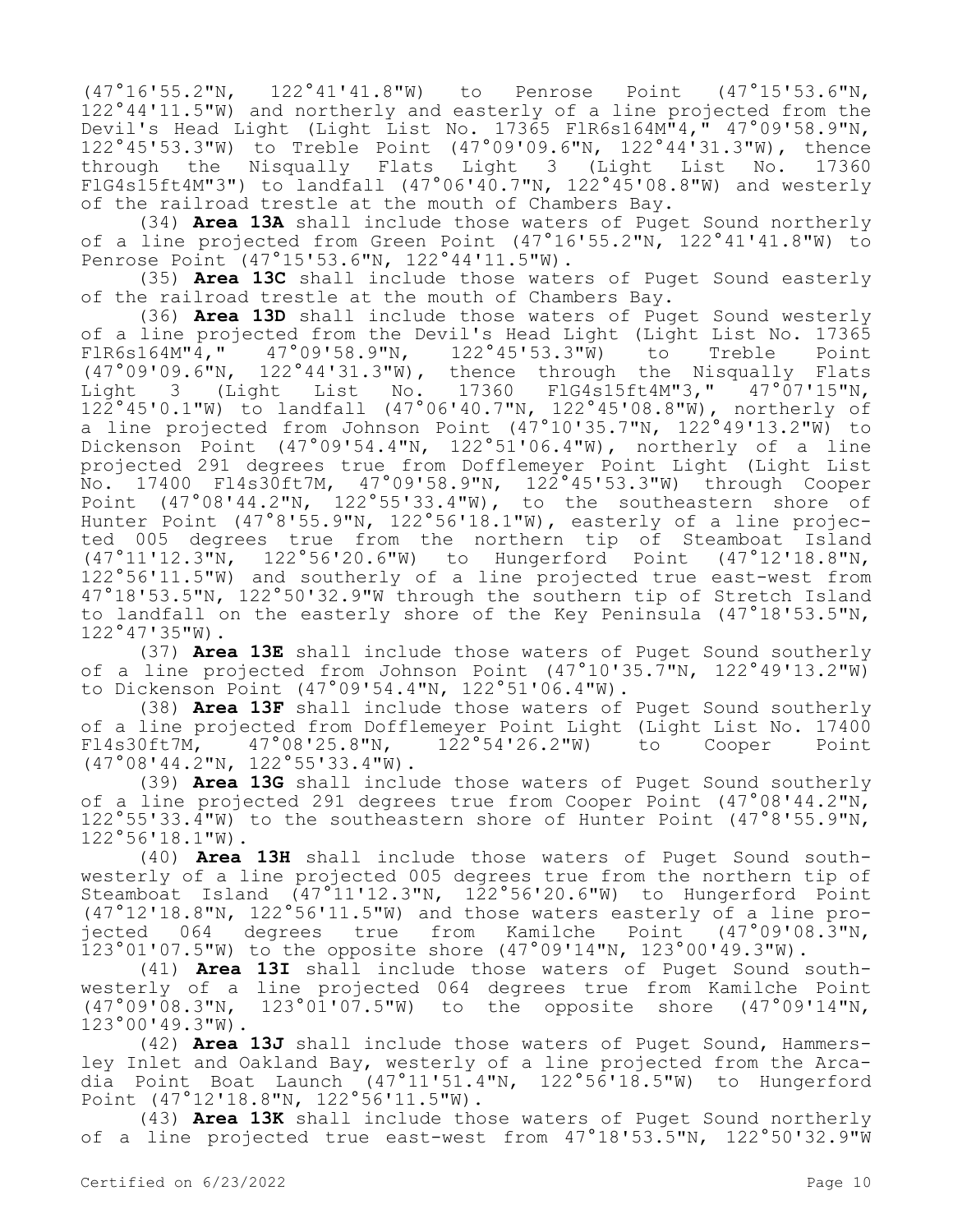(47°16'55.2"N, 122°41'41.8"W) to Penrose Point (47°15'53.6"N, 122°44'11.5"W) and northerly and easterly of a line projected from the Devil's Head Light (Light List No. 17365 FlR6s164M"4," 47°09'58.9"N, 122°45'53.3"W) to Treble Point (47°09'09.6"N, 122°44'31.3"W), thence through the Nisqually Flats Light 3 (Light List No. 17360 FlG4s15ft4M"3") to landfall (47°06'40.7"N, 122°45'08.8"W) and westerly of the railroad trestle at the mouth of Chambers Bay.

(34) **Area 13A** shall include those waters of Puget Sound northerly of a line projected from Green Point (47°16'55.2"N, 122°41'41.8"W) to Penrose Point (47°15'53.6"N, 122°44'11.5"W).

(35) **Area 13C** shall include those waters of Puget Sound easterly of the railroad trestle at the mouth of Chambers Bay.

(36) **Area 13D** shall include those waters of Puget Sound westerly of a line projected from the Devil's Head Light (Light List No. 17365 FlR6s164M"4," 47°09'58.9"N, 122°45'53.3"W) to Treble Point (47°09'09.6"N, 122°44'31.3"W), thence through the Nisqually Flats Light 3 (Light List No. 17360 FlG4s15ft4M"3," 47°07'15"N, 122°45'0.1"W) to landfall (47°06'40.7"N, 122°45'08.8"W), northerly of a line projected from Johnson Point (47°10'35.7"N, 122°49'13.2"W) to Dickenson Point (47°09'54.4"N, 122°51'06.4"W), northerly of a line projected 291 degrees true from Dofflemeyer Point Light (Light List No. 17400 Fl4s30ft7M, 47°09'58.9"N, 122°45'53.3"W) through Cooper Point (47°08'44.2"N, 122°55'33.4"W), to the southeastern shore of Hunter Point (47°8'55.9"N, 122°56'18.1"W), easterly of a line projected 005 degrees true from the northern tip of Steamboat Island (47°11'12.3"N, 122°56'20.6"W) to Hungerford Point (47°12'18.8"N, 122°56'11.5"W) and southerly of a line projected true east-west from 47°18'53.5"N, 122°50'32.9"W through the southern tip of Stretch Island to landfall on the easterly shore of the Key Peninsula (47°18'53.5"N, 122°47'35"W).

(37) **Area 13E** shall include those waters of Puget Sound southerly of a line projected from Johnson Point (47°10'35.7"N, 122°49'13.2"W) to Dickenson Point (47°09'54.4"N, 122°51'06.4"W).

(38) **Area 13F** shall include those waters of Puget Sound southerly of a line projected from Dofflemeyer Point Light (Light List No. 17400 Fl4s30ft7M, 47°08'25.8"N, 122°54'26.2"W) to Cooper Point (47°08'44.2"N, 122°55'33.4"W).

(39) **Area 13G** shall include those waters of Puget Sound southerly of a line projected 291 degrees true from Cooper Point (47°08'44.2"N, 122°55'33.4"W) to the southeastern shore of Hunter Point (47°8'55.9"N, 122°56'18.1"W).

(40) **Area 13H** shall include those waters of Puget Sound southwesterly of a line projected 005 degrees true from the northern tip of Steamboat Island (47°11'12.3"N, 122°56'20.6"W) to Hungerford Point (47°12'18.8"N, 122°56'11.5"W) and those waters easterly of a line projected 064 degrees true from Kamilche Point (47°09'08.3"N, 123°01'07.5"W) to the opposite shore (47°09'14"N, 123°00'49.3"W).

(41) **Area 13I** shall include those waters of Puget Sound southwesterly of a line projected 064 degrees true from Kamilche Point (47°09'08.3"N, 123°01'07.5"W) to the opposite shore (47°09'14"N, 123°00'49.3"W).

(42) **Area 13J** shall include those waters of Puget Sound, Hammersley Inlet and Oakland Bay, westerly of a line projected from the Arcadia Point Boat Launch (47°11'51.4"N, 122°56'18.5"W) to Hungerford Point (47°12'18.8"N, 122°56'11.5"W).

(43) **Area 13K** shall include those waters of Puget Sound northerly of a line projected true east-west from 47°18'53.5"N, 122°50'32.9"W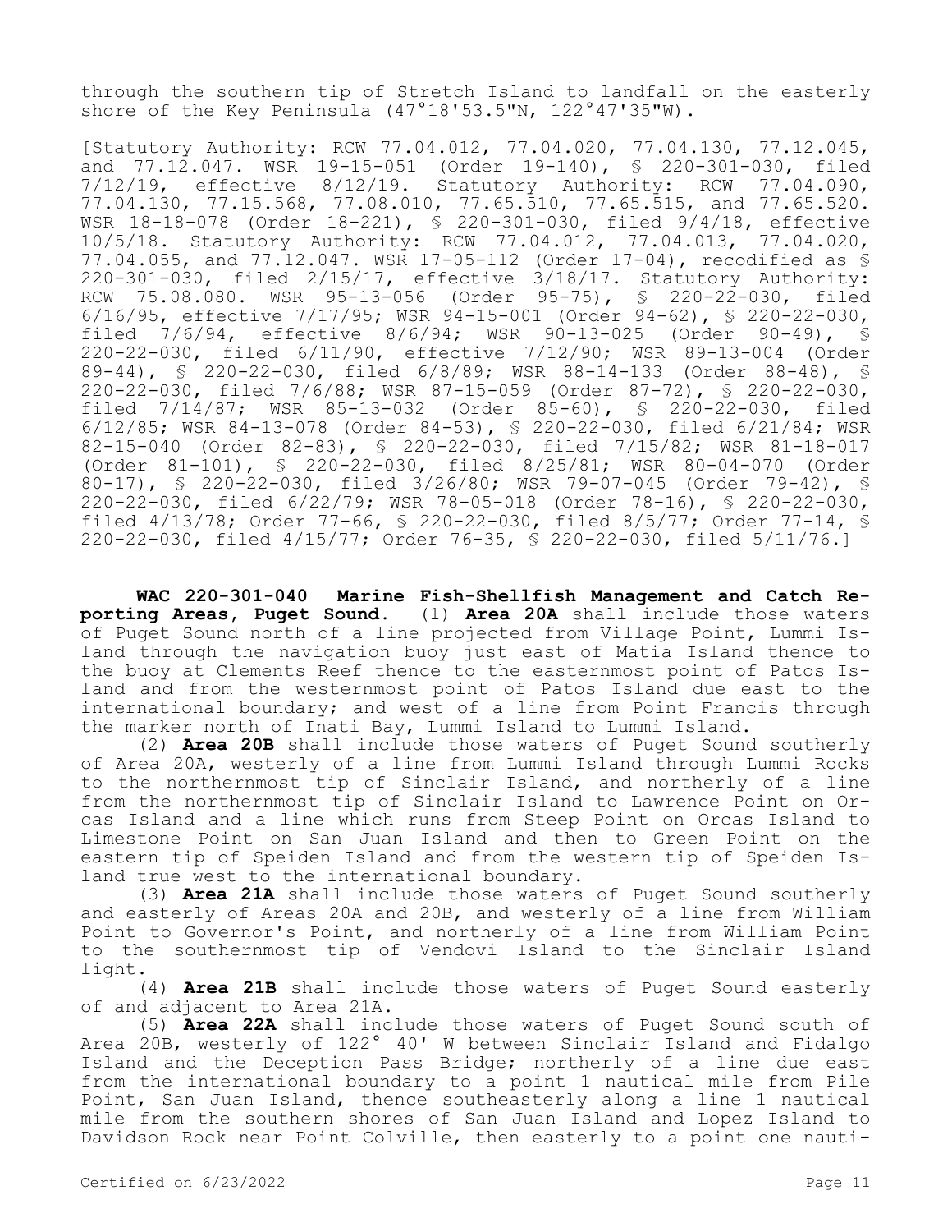through the southern tip of Stretch Island to landfall on the easterly shore of the Key Peninsula (47°18'53.5"N, 122°47'35"W).

[Statutory Authority: RCW 77.04.012, 77.04.020, 77.04.130, 77.12.045, and 77.12.047. WSR 19-15-051 (Order 19-140), § 220-301-030, filed 7/12/19, effective 8/12/19. Statutory Authority: RCW 77.04.090, 77.04.130, 77.15.568, 77.08.010, 77.65.510, 77.65.515, and 77.65.520. WSR 18-18-078 (Order 18-221), § 220-301-030, filed 9/4/18, effective 10/5/18. Statutory Authority: RCW 77.04.012, 77.04.013, 77.04.020, 77.04.055, and 77.12.047. WSR 17-05-112 (Order 17-04), recodified as § 220-301-030, filed 2/15/17, effective 3/18/17. Statutory Authority: RCW 75.08.080. WSR 95-13-056 (Order 95-75), § 220-22-030, filed 6/16/95, effective 7/17/95; WSR 94-15-001 (Order 94-62), § 220-22-030, filed 7/6/94, effective 8/6/94; WSR 90-13-025 (Order 90-49), § 220-22-030, filed 6/11/90, effective 7/12/90; WSR 89-13-004 (Order 89-44), § 220-22-030, filed 6/8/89; WSR 88-14-133 (Order 88-48), § 220-22-030, filed 7/6/88; WSR 87-15-059 (Order 87-72), § 220-22-030, filed 7/14/87; WSR 85-13-032 (Order 85-60), § 220-22-030, filed 6/12/85; WSR 84-13-078 (Order 84-53), § 220-22-030, filed 6/21/84; WSR 82-15-040 (Order 82-83), § 220-22-030, filed 7/15/82; WSR 81-18-017 (Order 81-101), § 220-22-030, filed 8/25/81; WSR 80-04-070 (Order 80-17), § 220-22-030, filed 3/26/80; WSR 79-07-045 (Order 79-42), § 220-22-030, filed 6/22/79; WSR 78-05-018 (Order 78-16), § 220-22-030, filed 4/13/78; Order 77-66, § 220-22-030, filed 8/5/77; Order 77-14, § 220-22-030, filed 4/15/77; Order 76-35, § 220-22-030, filed 5/11/76.]

**WAC 220-301-040 Marine Fish-Shellfish Management and Catch Reporting Areas, Puget Sound.** (1) **Area 20A** shall include those waters of Puget Sound north of a line projected from Village Point, Lummi Island through the navigation buoy just east of Matia Island thence to the buoy at Clements Reef thence to the easternmost point of Patos Island and from the westernmost point of Patos Island due east to the international boundary; and west of a line from Point Francis through the marker north of Inati Bay, Lummi Island to Lummi Island.

(2) **Area 20B** shall include those waters of Puget Sound southerly of Area 20A, westerly of a line from Lummi Island through Lummi Rocks to the northernmost tip of Sinclair Island, and northerly of a line from the northernmost tip of Sinclair Island to Lawrence Point on Orcas Island and a line which runs from Steep Point on Orcas Island to Limestone Point on San Juan Island and then to Green Point on the eastern tip of Speiden Island and from the western tip of Speiden Island true west to the international boundary.

(3) **Area 21A** shall include those waters of Puget Sound southerly and easterly of Areas 20A and 20B, and westerly of a line from William Point to Governor's Point, and northerly of a line from William Point to the southernmost tip of Vendovi Island to the Sinclair Island light.

(4) **Area 21B** shall include those waters of Puget Sound easterly of and adjacent to Area 21A.

(5) **Area 22A** shall include those waters of Puget Sound south of Area 20B, westerly of 122° 40' W between Sinclair Island and Fidalgo Island and the Deception Pass Bridge; northerly of a line due east from the international boundary to a point 1 nautical mile from Pile Point, San Juan Island, thence southeasterly along a line 1 nautical mile from the southern shores of San Juan Island and Lopez Island to Davidson Rock near Point Colville, then easterly to a point one nauti-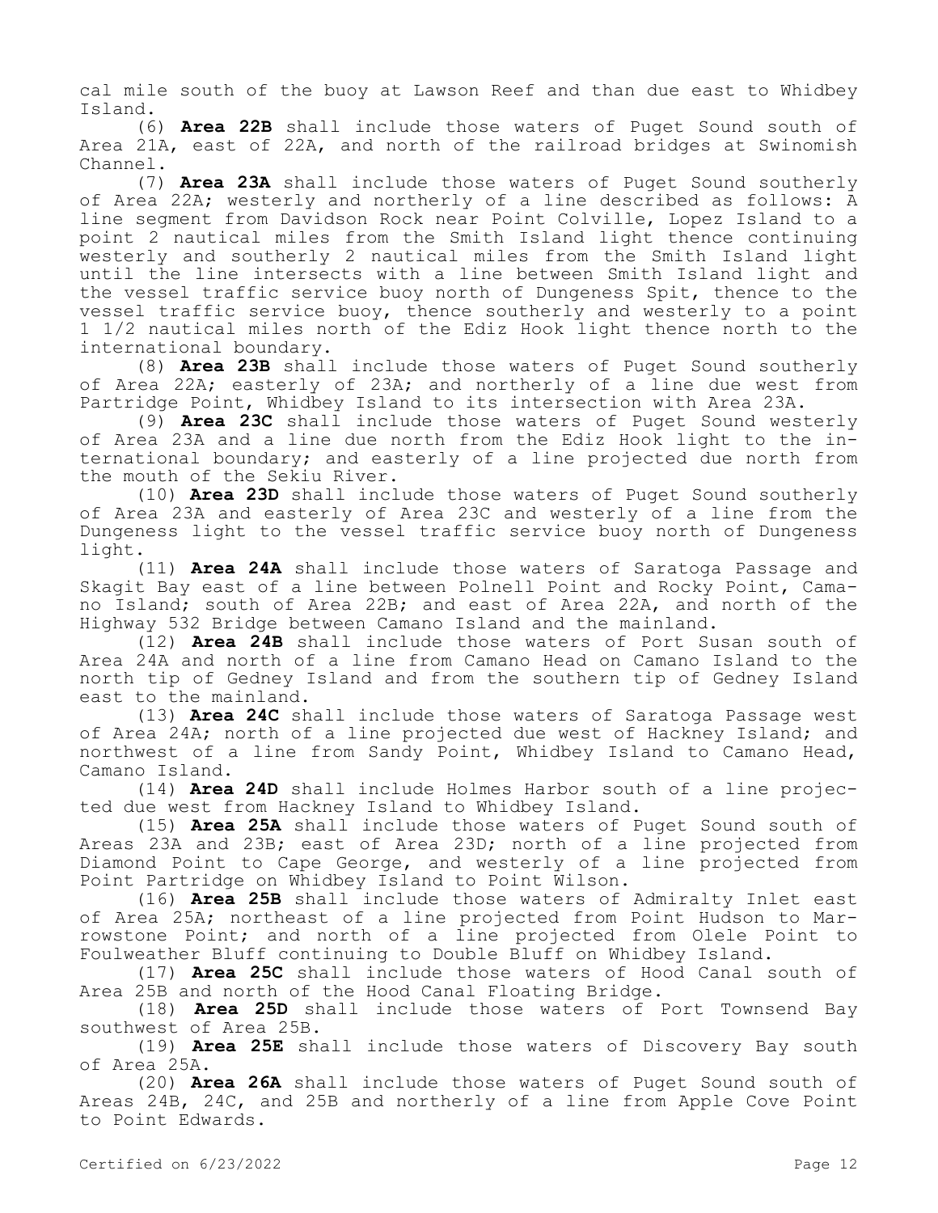cal mile south of the buoy at Lawson Reef and than due east to Whidbey Island.

(6) **Area 22B** shall include those waters of Puget Sound south of Area 21A, east of 22A, and north of the railroad bridges at Swinomish Channel.

(7) **Area 23A** shall include those waters of Puget Sound southerly of Area 22A; westerly and northerly of a line described as follows: A line segment from Davidson Rock near Point Colville, Lopez Island to a point 2 nautical miles from the Smith Island light thence continuing westerly and southerly 2 nautical miles from the Smith Island light until the line intersects with a line between Smith Island light and the vessel traffic service buoy north of Dungeness Spit, thence to the vessel traffic service buoy, thence southerly and westerly to a point 1 1/2 nautical miles north of the Ediz Hook light thence north to the international boundary.

(8) **Area 23B** shall include those waters of Puget Sound southerly of Area 22A; easterly of 23A; and northerly of a line due west from Partridge Point, Whidbey Island to its intersection with Area 23A.

(9) **Area 23C** shall include those waters of Puget Sound westerly of Area 23A and a line due north from the Ediz Hook light to the international boundary; and easterly of a line projected due north from the mouth of the Sekiu River.

(10) **Area 23D** shall include those waters of Puget Sound southerly of Area 23A and easterly of Area 23C and westerly of a line from the Dungeness light to the vessel traffic service buoy north of Dungeness light.

(11) **Area 24A** shall include those waters of Saratoga Passage and Skagit Bay east of a line between Polnell Point and Rocky Point, Camano Island; south of Area 22B; and east of Area 22A, and north of the Highway 532 Bridge between Camano Island and the mainland.

(12) **Area 24B** shall include those waters of Port Susan south of Area 24A and north of a line from Camano Head on Camano Island to the north tip of Gedney Island and from the southern tip of Gedney Island east to the mainland.

(13) **Area 24C** shall include those waters of Saratoga Passage west of Area 24A; north of a line projected due west of Hackney Island; and northwest of a line from Sandy Point, Whidbey Island to Camano Head, Camano Island.

(14) **Area 24D** shall include Holmes Harbor south of a line projected due west from Hackney Island to Whidbey Island.

(15) **Area 25A** shall include those waters of Puget Sound south of Areas 23A and 23B; east of Area 23D; north of a line projected from Diamond Point to Cape George, and westerly of a line projected from Point Partridge on Whidbey Island to Point Wilson.

(16) **Area 25B** shall include those waters of Admiralty Inlet east of Area 25A; northeast of a line projected from Point Hudson to Marrowstone Point; and north of a line projected from Olele Point to Foulweather Bluff continuing to Double Bluff on Whidbey Island.

(17) **Area 25C** shall include those waters of Hood Canal south of Area 25B and north of the Hood Canal Floating Bridge.

(18) **Area 25D** shall include those waters of Port Townsend Bay southwest of Area 25B.

(19) **Area 25E** shall include those waters of Discovery Bay south of Area 25A.

(20) **Area 26A** shall include those waters of Puget Sound south of Areas 24B, 24C, and 25B and northerly of a line from Apple Cove Point to Point Edwards.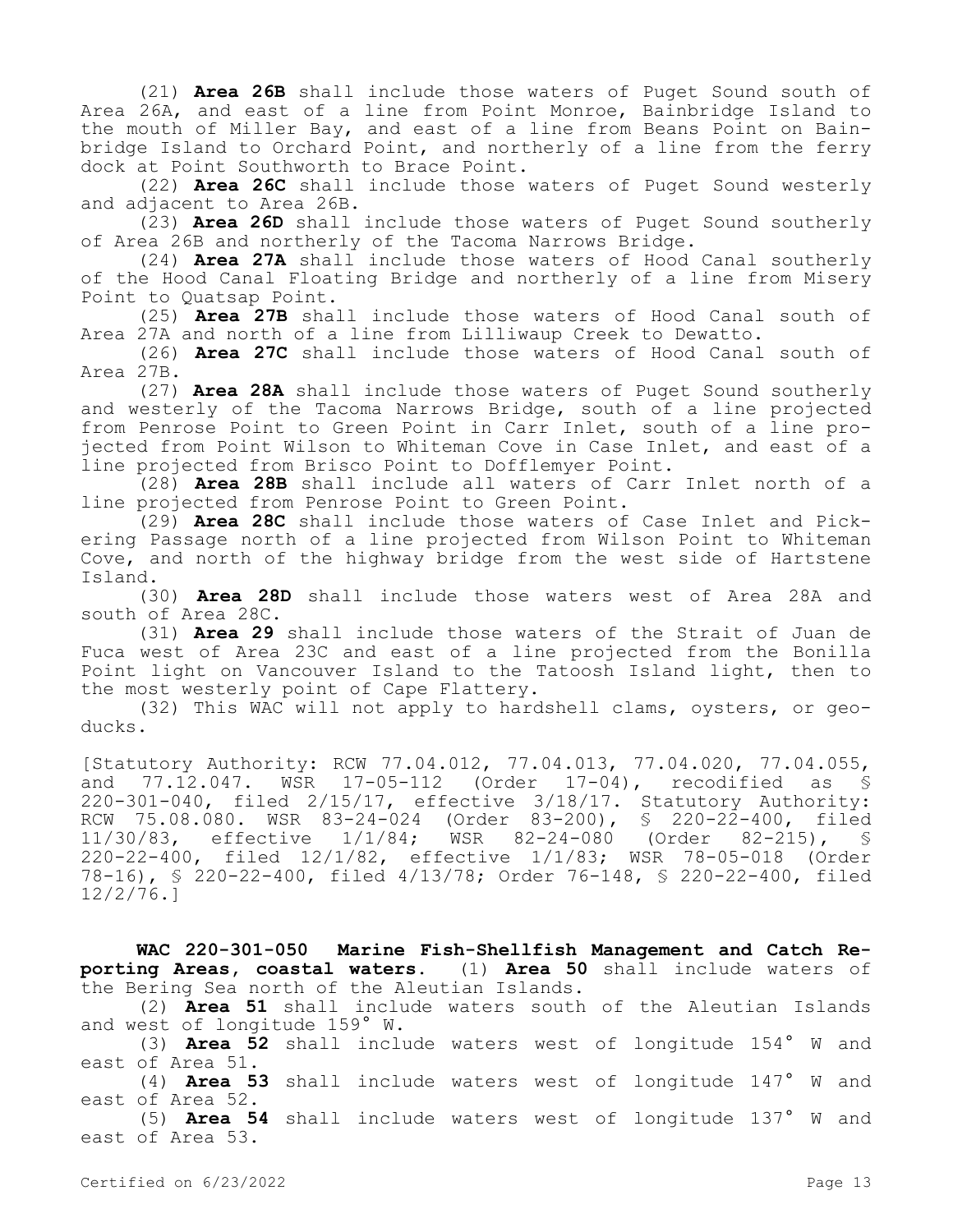(21) **Area 26B** shall include those waters of Puget Sound south of Area 26A, and east of a line from Point Monroe, Bainbridge Island to the mouth of Miller Bay, and east of a line from Beans Point on Bainbridge Island to Orchard Point, and northerly of a line from the ferry dock at Point Southworth to Brace Point.

(22) **Area 26C** shall include those waters of Puget Sound westerly and adjacent to Area 26B.

(23) **Area 26D** shall include those waters of Puget Sound southerly of Area 26B and northerly of the Tacoma Narrows Bridge.

(24) **Area 27A** shall include those waters of Hood Canal southerly of the Hood Canal Floating Bridge and northerly of a line from Misery Point to Quatsap Point.

(25) **Area 27B** shall include those waters of Hood Canal south of Area 27A and north of a line from Lilliwaup Creek to Dewatto.

(26) **Area 27C** shall include those waters of Hood Canal south of Area 27B.

(27) **Area 28A** shall include those waters of Puget Sound southerly and westerly of the Tacoma Narrows Bridge, south of a line projected from Penrose Point to Green Point in Carr Inlet, south of a line projected from Point Wilson to Whiteman Cove in Case Inlet, and east of a line projected from Brisco Point to Dofflemyer Point.

(28) **Area 28B** shall include all waters of Carr Inlet north of a line projected from Penrose Point to Green Point.

(29) **Area 28C** shall include those waters of Case Inlet and Pickering Passage north of a line projected from Wilson Point to Whiteman Cove, and north of the highway bridge from the west side of Hartstene Island.

(30) **Area 28D** shall include those waters west of Area 28A and south of Area 28C.

(31) **Area 29** shall include those waters of the Strait of Juan de Fuca west of Area 23C and east of a line projected from the Bonilla Point light on Vancouver Island to the Tatoosh Island light, then to the most westerly point of Cape Flattery.

(32) This WAC will not apply to hardshell clams, oysters, or geoducks.

[Statutory Authority: RCW 77.04.012, 77.04.013, 77.04.020, 77.04.055, and 77.12.047. WSR 17-05-112 (Order 17-04), recodified as § 220-301-040, filed 2/15/17, effective 3/18/17. Statutory Authority: RCW 75.08.080. WSR 83-24-024 (Order 83-200), § 220-22-400, filed 11/30/83, effective 1/1/84; WSR 82-24-080 (Order 82-215), § 220-22-400, filed 12/1/82, effective 1/1/83; WSR 78-05-018 (Order 78-16), § 220-22-400, filed 4/13/78; Order 76-148, § 220-22-400, filed 12/2/76.]

**WAC 220-301-050 Marine Fish-Shellfish Management and Catch Reporting Areas, coastal waters.** (1) **Area 50** shall include waters of the Bering Sea north of the Aleutian Islands.

(2) **Area 51** shall include waters south of the Aleutian Islands and west of longitude 159° W.

(3) **Area 52** shall include waters west of longitude 154° W and east of Area 51.

(4) **Area 53** shall include waters west of longitude 147° W and east of Area 52.

(5) **Area 54** shall include waters west of longitude 137° W and east of Area 53.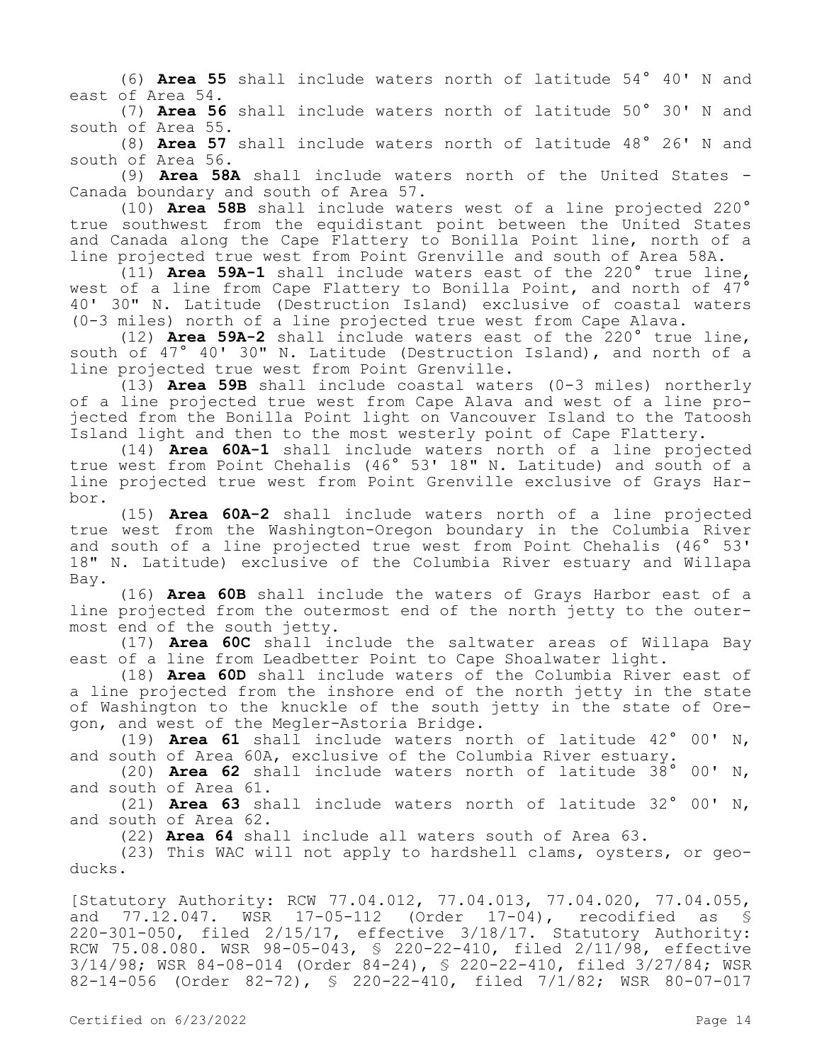(6) **Area 55** shall include waters north of latitude 54° 40' N and east of Area 54.

(7) **Area 56** shall include waters north of latitude 50° 30' N and south of Area 55.

(8) **Area 57** shall include waters north of latitude 48° 26' N and south of Area 56.

(9) **Area 58A** shall include waters north of the United States - Canada boundary and south of Area 57.

(10) **Area 58B** shall include waters west of a line projected 220° true southwest from the equidistant point between the United States and Canada along the Cape Flattery to Bonilla Point line, north of a line projected true west from Point Grenville and south of Area 58A.

(11) **Area 59A-1** shall include waters east of the 220° true line, west of a line from Cape Flattery to Bonilla Point, and north of 47° 40' 30" N. Latitude (Destruction Island) exclusive of coastal waters (0-3 miles) north of a line projected true west from Cape Alava.

(12) **Area 59A-2** shall include waters east of the 220° true line, south of 47° 40' 30" N. Latitude (Destruction Island), and north of a line projected true west from Point Grenville.

(13) **Area 59B** shall include coastal waters (0-3 miles) northerly of a line projected true west from Cape Alava and west of a line projected from the Bonilla Point light on Vancouver Island to the Tatoosh Island light and then to the most westerly point of Cape Flattery.

(14) **Area 60A-1** shall include waters north of a line projected true west from Point Chehalis (46° 53' 18" N. Latitude) and south of a line projected true west from Point Grenville exclusive of Grays Harbor.

(15) **Area 60A-2** shall include waters north of a line projected true west from the Washington-Oregon boundary in the Columbia River and south of a line projected true west from Point Chehalis (46° 53' 18" N. Latitude) exclusive of the Columbia River estuary and Willapa Bay.

(16) **Area 60B** shall include the waters of Grays Harbor east of a line projected from the outermost end of the north jetty to the outermost end of the south jetty.

(17) **Area 60C** shall include the saltwater areas of Willapa Bay east of a line from Leadbetter Point to Cape Shoalwater light.

(18) **Area 60D** shall include waters of the Columbia River east of a line projected from the inshore end of the north jetty in the state of Washington to the knuckle of the south jetty in the state of Oregon, and west of the Megler-Astoria Bridge.

(19) **Area 61** shall include waters north of latitude 42° 00' N, and south of Area 60A, exclusive of the Columbia River estuary.

(20) **Area 62** shall include waters north of latitude 38° 00' N, and south of Area 61.

(21) **Area 63** shall include waters north of latitude 32° 00' N, and south of Area 62.

(22) **Area 64** shall include all waters south of Area 63.

(23) This WAC will not apply to hardshell clams, oysters, or geoducks.

[Statutory Authority: RCW 77.04.012, 77.04.013, 77.04.020, 77.04.055, and 77.12.047. WSR 17-05-112 (Order 17-04), recodified as § 220-301-050, filed 2/15/17, effective 3/18/17. Statutory Authority: RCW 75.08.080. WSR 98-05-043, § 220-22-410, filed 2/11/98, effective 3/14/98; WSR 84-08-014 (Order 84-24), § 220-22-410, filed 3/27/84; WSR 82-14-056 (Order 82-72), § 220-22-410, filed 7/1/82; WSR 80-07-017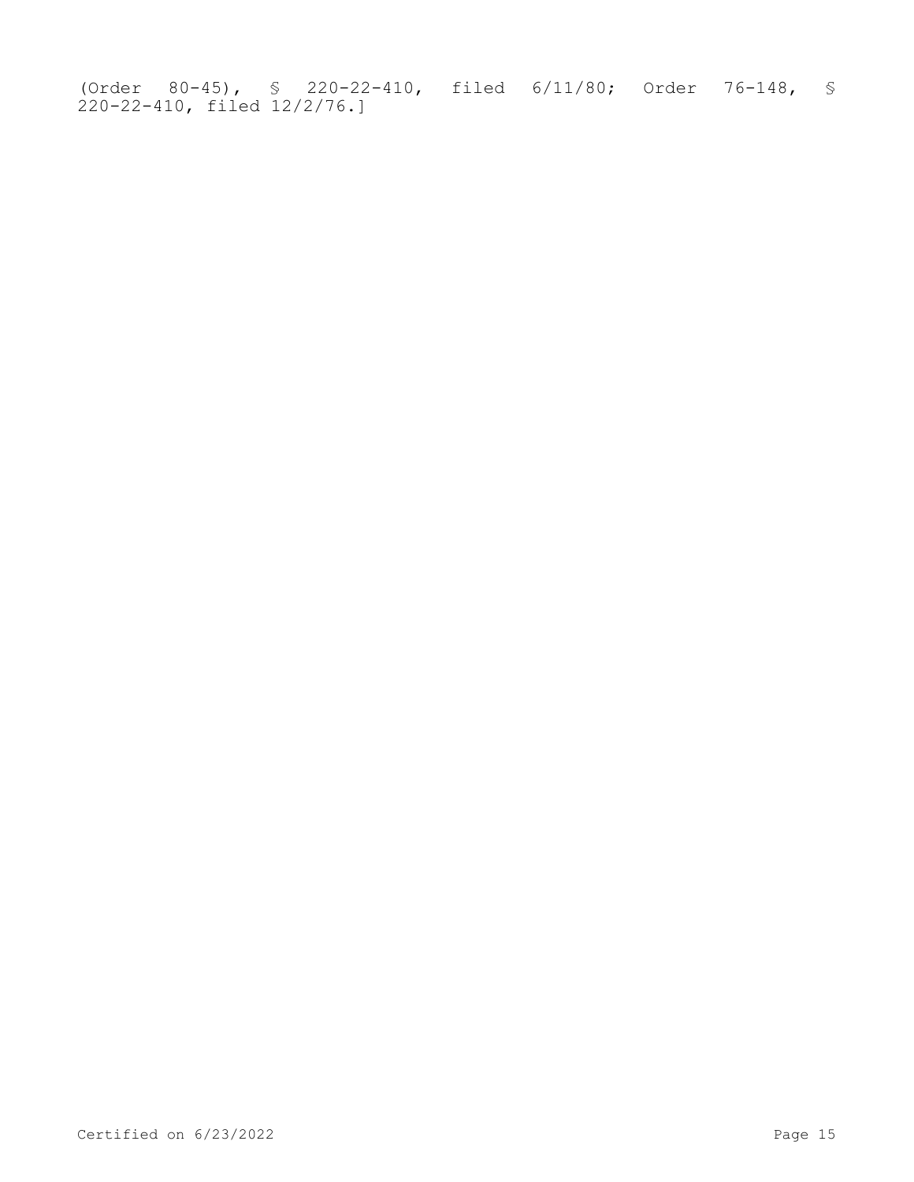(Order 80-45), § 220-22-410, filed 6/11/80; Order 76-148, § 220-22-410, filed 12/2/76.]